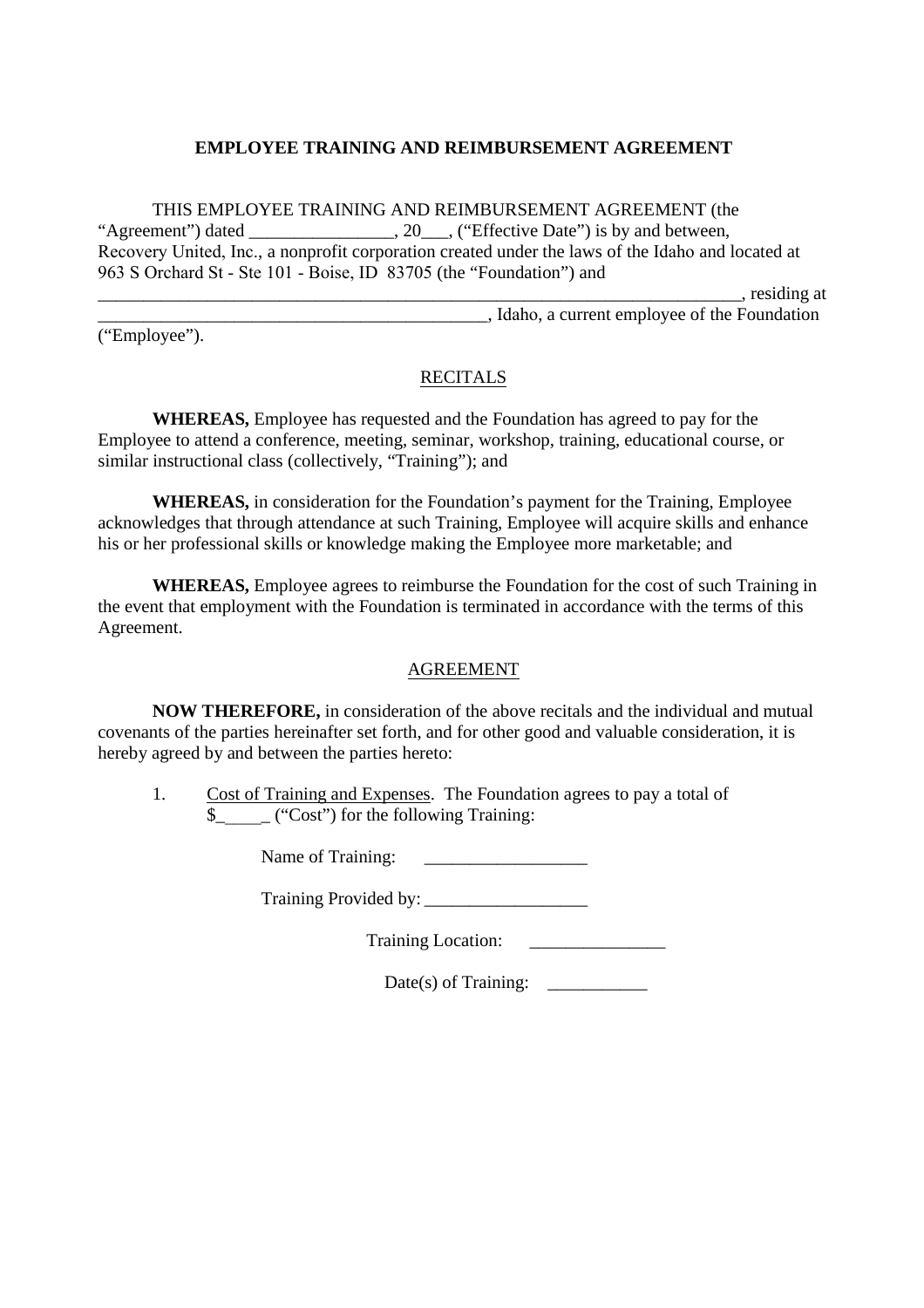**EMPLOYEE TRAINING AND REIMBURSEMENT AGREEMENT**

THIS EMPLOYEE TRAINING AND REIMBURSEMENT AGREEMENT (the "Agreement") dated ________________, 20___, ("Effective Date") is by and between, Recovery United, Inc., a nonprofit corporation created under the laws of the Idaho and located at 963 S Orchard St - Ste 101 - Boise, ID 83705 (the "Foundation") and ________________________________________________________________________, residing at ____________________________________________, Idaho, a current employee of the Foundation ("Employee").

RECITALS

**WHEREAS,** Employee has requested and the Foundation has agreed to pay for the Employee to attend a conference, meeting, seminar, workshop, training, educational course, or similar instructional class (collectively, "Training"); and

**WHEREAS,** in consideration for the Foundation's payment for the Training, Employee acknowledges that through attendance at such Training, Employee will acquire skills and enhance his or her professional skills or knowledge making the Employee more marketable; and

**WHEREAS,** Employee agrees to reimburse the Foundation for the cost of such Training in the event that employment with the Foundation is terminated in accordance with the terms of this Agreement.

AGREEMENT

**NOW THEREFORE,** in consideration of the above recitals and the individual and mutual covenants of the parties hereinafter set forth, and for other good and valuable consideration, it is hereby agreed by and between the parties hereto:

1. Cost of Training and Expenses. The Foundation agrees to pay a total of $______ ("Cost") for the following Training:

   Name of Training: __________________

   Training Provided by: __________________

   Training Location: _______________

   Date(s) of Training: ___________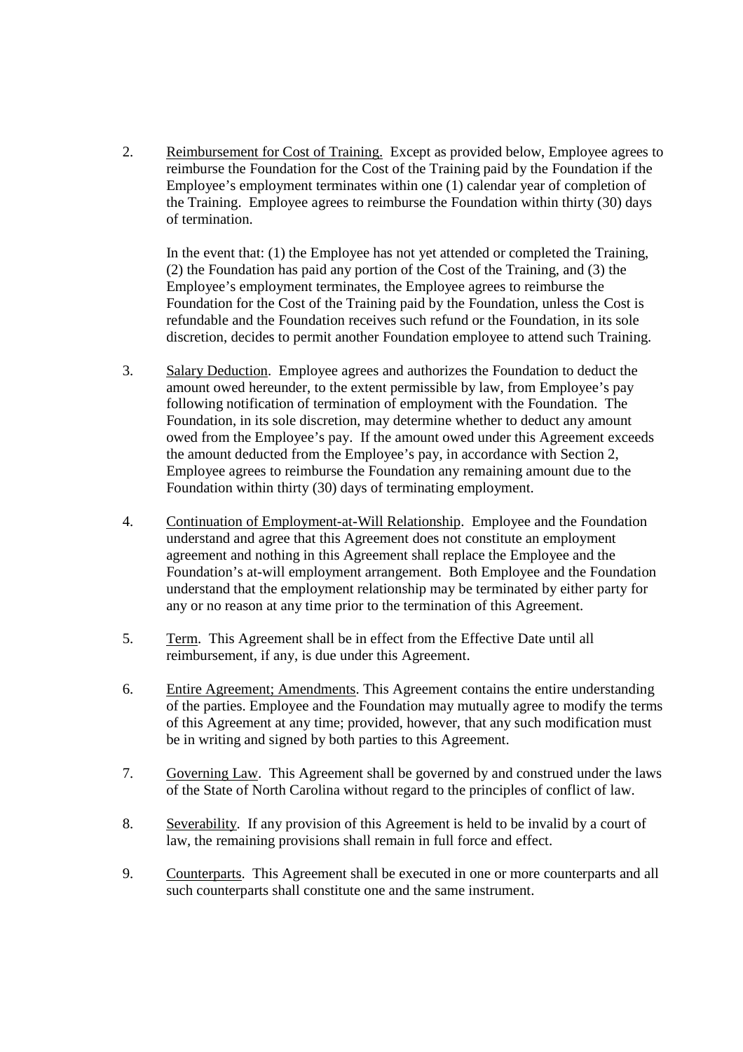2. Reimbursement for Cost of Training. Except as provided below, Employee agrees to reimburse the Foundation for the Cost of the Training paid by the Foundation if the Employee's employment terminates within one (1) calendar year of completion of the Training. Employee agrees to reimburse the Foundation within thirty (30) days of termination.

   In the event that: (1) the Employee has not yet attended or completed the Training, (2) the Foundation has paid any portion of the Cost of the Training, and (3) the Employee's employment terminates, the Employee agrees to reimburse the Foundation for the Cost of the Training paid by the Foundation, unless the Cost is refundable and the Foundation receives such refund or the Foundation, in its sole discretion, decides to permit another Foundation employee to attend such Training.

3. Salary Deduction. Employee agrees and authorizes the Foundation to deduct the amount owed hereunder, to the extent permissible by law, from Employee's pay following notification of termination of employment with the Foundation. The Foundation, in its sole discretion, may determine whether to deduct any amount owed from the Employee's pay. If the amount owed under this Agreement exceeds the amount deducted from the Employee's pay, in accordance with Section 2, Employee agrees to reimburse the Foundation any remaining amount due to the Foundation within thirty (30) days of terminating employment.

4. Continuation of Employment-at-Will Relationship. Employee and the Foundation understand and agree that this Agreement does not constitute an employment agreement and nothing in this Agreement shall replace the Employee and the Foundation's at-will employment arrangement. Both Employee and the Foundation understand that the employment relationship may be terminated by either party for any or no reason at any time prior to the termination of this Agreement.

5. Term. This Agreement shall be in effect from the Effective Date until all reimbursement, if any, is due under this Agreement.

6. Entire Agreement; Amendments. This Agreement contains the entire understanding of the parties. Employee and the Foundation may mutually agree to modify the terms of this Agreement at any time; provided, however, that any such modification must be in writing and signed by both parties to this Agreement.

7. Governing Law. This Agreement shall be governed by and construed under the laws of the State of North Carolina without regard to the principles of conflict of law.

8. Severability. If any provision of this Agreement is held to be invalid by a court of law, the remaining provisions shall remain in full force and effect.

9. Counterparts. This Agreement shall be executed in one or more counterparts and all such counterparts shall constitute one and the same instrument.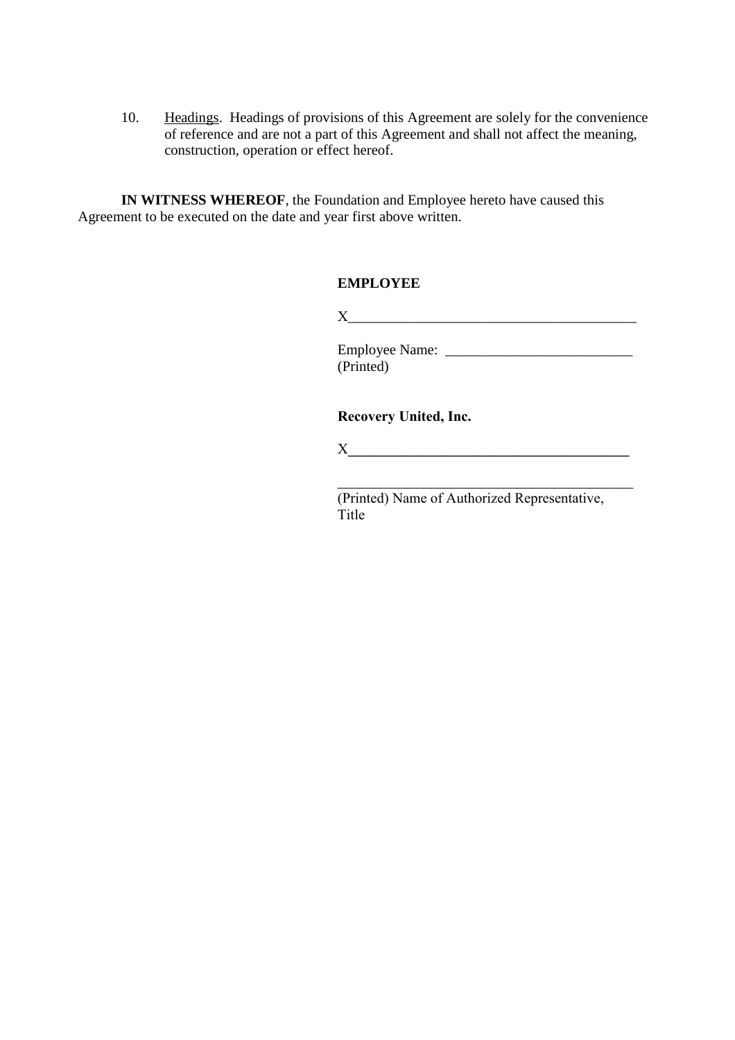10. Headings. Headings of provisions of this Agreement are solely for the convenience of reference and are not a part of this Agreement and shall not affect the meaning, construction, operation or effect hereof.

**IN WITNESS WHEREOF**, the Foundation and Employee hereto have caused this Agreement to be executed on the date and year first above written.

**EMPLOYEE**

X_______________________________________

Employee Name: _________________________
(Printed)

**Recovery United, Inc.**

X_______________________________________

_______________________________________
(Printed) Name of Authorized Representative, Title